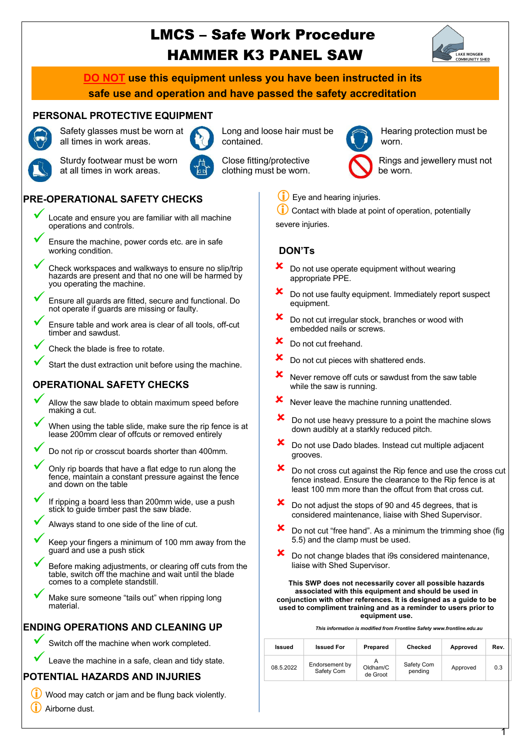# LMCS – Safe Work Procedure
# HAMMER K3 PANEL SAW

**DO NOT use this equipment unless you have been instructed in its safe use and operation and have passed the safety accreditation**

## PERSONAL PROTECTIVE EQUIPMENT

- Safety glasses must be worn at all times in work areas.
- Long and loose hair must be contained.
- Hearing protection must be worn.
- Sturdy footwear must be worn at all times in work areas.
- Close fitting/protective clothing must be worn.
- Rings and jewellery must not be worn.

## PRE-OPERATIONAL SAFETY CHECKS

- ✓ Locate and ensure you are familiar with all machine operations and controls.
- ✓ Ensure the machine, power cords etc. are in safe working condition.
- ✓ Check workspaces and walkways to ensure no slip/trip hazards are present and that no one will be harmed by you operating the machine.
- ✓ Ensure all guards are fitted, secure and functional. Do not operate if guards are missing or faulty.
- ✓ Ensure table and work area is clear of all tools, off-cut timber and sawdust.
- ✓ Check the blade is free to rotate.
- ✓ Start the dust extraction unit before using the machine.

## OPERATIONAL SAFETY CHECKS

- ✓ Allow the saw blade to obtain maximum speed before making a cut.
- ✓ When using the table slide, make sure the rip fence is at lease 200mm clear of offcuts or removed entirely
- ✓ Do not rip or crosscut boards shorter than 400mm.
- ✓ Only rip boards that have a flat edge to run along the fence, maintain a constant pressure against the fence and down on the table
- ✓ If ripping a board less than 200mm wide, use a push stick to guide timber past the saw blade.
- ✓ Always stand to one side of the line of cut.
- ✓ Keep your fingers a minimum of 100 mm away from the guard and use a push stick
- ✓ Before making adjustments, or clearing off cuts from the table, switch off the machine and wait until the blade comes to a complete standstill.
- ✓ Make sure someone "tails out" when ripping long material.

## ENDING OPERATIONS AND CLEANING UP

- ✓ Switch off the machine when work completed.
- ✓ Leave the machine in a safe, clean and tidy state.

## POTENTIAL HAZARDS AND INJURIES

- ⓘ Wood may catch or jam and be flung back violently.
- ⓘ Airborne dust.
- ⓘ Eye and hearing injuries.
- ⓘ Contact with blade at point of operation, potentially severe injuries.

## DON'Ts

- ✘ Do not use operate equipment without wearing appropriate PPE.
- ✘ Do not use faulty equipment. Immediately report suspect equipment.
- ✘ Do not cut irregular stock, branches or wood with embedded nails or screws.
- ✘ Do not cut freehand.
- ✘ Do not cut pieces with shattered ends.
- ✘ Never remove off cuts or sawdust from the saw table while the saw is running.
- ✘ Never leave the machine running unattended.
- ✘ Do not use heavy pressure to a point the machine slows down audibly at a starkly reduced pitch.
- ✘ Do not use Dado blades. Instead cut multiple adjacent grooves.
- ✘ Do not cross cut against the Rip fence and use the cross cut fence instead. Ensure the clearance to the Rip fence is at least 100 mm more than the offcut from that cross cut.
- ✘ Do not adjust the stops of 90 and 45 degrees, that is considered maintenance, liaise with Shed Supervisor.
- ✘ Do not cut "free hand". As a minimum the trimming shoe (fig 5.5) and the clamp must be used.
- ✘ Do not change blades that i9s considered maintenance, liaise with Shed Supervisor.

**This SWP does not necessarily cover all possible hazards associated with this equipment and should be used in conjunction with other references. It is designed as a guide to be used to compliment training and as a reminder to users prior to equipment use.**

***This information is modified from Frontline Safety www.frontline.edu.au***

| Issued | Issued For | Prepared | Checked | Approved | Rev. |
|---|---|---|---|---|---|
| 08.5.2022 | Endorsement by Safety Com | A Oldham/C de Groot | Safety Com pending | Approved | 0.3 |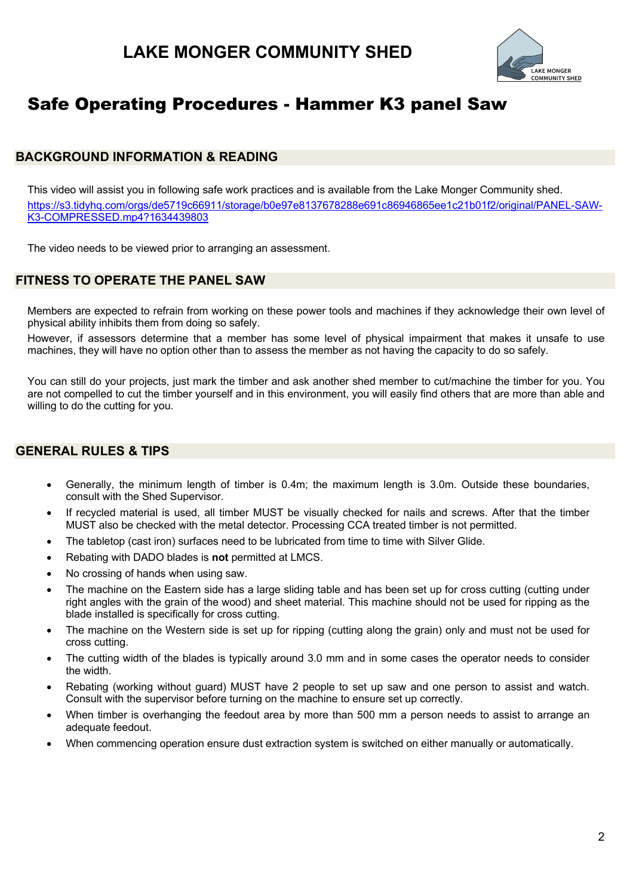# LAKE MONGER COMMUNITY SHED

# Safe Operating Procedures - Hammer K3 panel Saw

## BACKGROUND INFORMATION & READING

This video will assist you in following safe work practices and is available from the Lake Monger Community shed.
[https://s3.tidyhq.com/orgs/de5719c66911/storage/b0e97e8137678288e691c86946865ee1c21b01f2/original/PANEL-SAW-K3-COMPRESSED.mp4?1634439803](https://s3.tidyhq.com/orgs/de5719c66911/storage/b0e97e8137678288e691c86946865ee1c21b01f2/original/PANEL-SAW-K3-COMPRESSED.mp4?1634439803)

The video needs to be viewed prior to arranging an assessment.

## FITNESS TO OPERATE THE PANEL SAW

Members are expected to refrain from working on these power tools and machines if they acknowledge their own level of physical ability inhibits them from doing so safely.

However, if assessors determine that a member has some level of physical impairment that makes it unsafe to use machines, they will have no option other than to assess the member as not having the capacity to do so safely.

You can still do your projects, just mark the timber and ask another shed member to cut/machine the timber for you. You are not compelled to cut the timber yourself and in this environment, you will easily find others that are more than able and willing to do the cutting for you.

## GENERAL RULES & TIPS

- Generally, the minimum length of timber is 0.4m; the maximum length is 3.0m. Outside these boundaries, consult with the Shed Supervisor.
- If recycled material is used, all timber MUST be visually checked for nails and screws. After that the timber MUST also be checked with the metal detector. Processing CCA treated timber is not permitted.
- The tabletop (cast iron) surfaces need to be lubricated from time to time with Silver Glide.
- Rebating with DADO blades is **not** permitted at LMCS.
- No crossing of hands when using saw.
- The machine on the Eastern side has a large sliding table and has been set up for cross cutting (cutting under right angles with the grain of the wood) and sheet material. This machine should not be used for ripping as the blade installed is specifically for cross cutting.
- The machine on the Western side is set up for ripping (cutting along the grain) only and must not be used for cross cutting.
- The cutting width of the blades is typically around 3.0 mm and in some cases the operator needs to consider the width.
- Rebating (working without guard) MUST have 2 people to set up saw and one person to assist and watch. Consult with the supervisor before turning on the machine to ensure set up correctly.
- When timber is overhanging the feedout area by more than 500 mm a person needs to assist to arrange an adequate feedout.
- When commencing operation ensure dust extraction system is switched on either manually or automatically.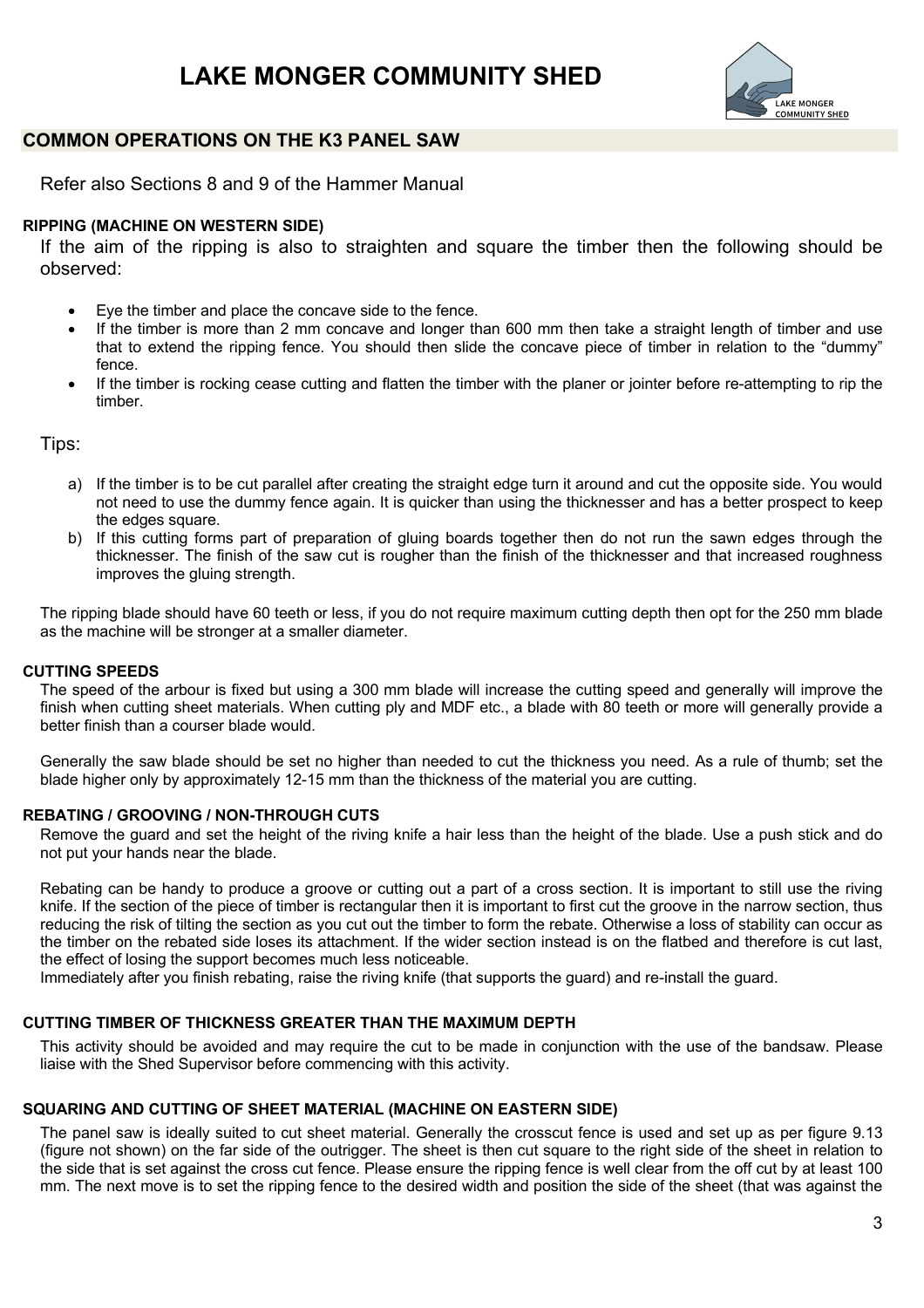# LAKE MONGER COMMUNITY SHED

## COMMON OPERATIONS ON THE K3 PANEL SAW

Refer also Sections 8 and 9 of the Hammer Manual

### RIPPING (MACHINE ON WESTERN SIDE)

If the aim of the ripping is also to straighten and square the timber then the following should be observed:

- Eye the timber and place the concave side to the fence.
- If the timber is more than 2 mm concave and longer than 600 mm then take a straight length of timber and use that to extend the ripping fence. You should then slide the concave piece of timber in relation to the "dummy" fence.
- If the timber is rocking cease cutting and flatten the timber with the planer or jointer before re-attempting to rip the timber.

Tips:

a) If the timber is to be cut parallel after creating the straight edge turn it around and cut the opposite side. You would not need to use the dummy fence again. It is quicker than using the thicknesser and has a better prospect to keep the edges square.

b) If this cutting forms part of preparation of gluing boards together then do not run the sawn edges through the thicknesser. The finish of the saw cut is rougher than the finish of the thicknesser and that increased roughness improves the gluing strength.

The ripping blade should have 60 teeth or less, if you do not require maximum cutting depth then opt for the 250 mm blade as the machine will be stronger at a smaller diameter.

### CUTTING SPEEDS

The speed of the arbour is fixed but using a 300 mm blade will increase the cutting speed and generally will improve the finish when cutting sheet materials. When cutting ply and MDF etc., a blade with 80 teeth or more will generally provide a better finish than a courser blade would.

Generally the saw blade should be set no higher than needed to cut the thickness you need. As a rule of thumb; set the blade higher only by approximately 12-15 mm than the thickness of the material you are cutting.

### REBATING / GROOVING / NON-THROUGH CUTS

Remove the guard and set the height of the riving knife a hair less than the height of the blade. Use a push stick and do not put your hands near the blade.

Rebating can be handy to produce a groove or cutting out a part of a cross section. It is important to still use the riving knife. If the section of the piece of timber is rectangular then it is important to first cut the groove in the narrow section, thus reducing the risk of tilting the section as you cut out the timber to form the rebate. Otherwise a loss of stability can occur as the timber on the rebated side loses its attachment. If the wider section instead is on the flatbed and therefore is cut last, the effect of losing the support becomes much less noticeable.

Immediately after you finish rebating, raise the riving knife (that supports the guard) and re-install the guard.

### CUTTING TIMBER OF THICKNESS GREATER THAN THE MAXIMUM DEPTH

This activity should be avoided and may require the cut to be made in conjunction with the use of the bandsaw. Please liaise with the Shed Supervisor before commencing with this activity.

### SQUARING AND CUTTING OF SHEET MATERIAL (MACHINE ON EASTERN SIDE)

The panel saw is ideally suited to cut sheet material. Generally the crosscut fence is used and set up as per figure 9.13 (figure not shown) on the far side of the outrigger. The sheet is then cut square to the right side of the sheet in relation to the side that is set against the cross cut fence. Please ensure the ripping fence is well clear from the off cut by at least 100 mm. The next move is to set the ripping fence to the desired width and position the side of the sheet (that was against the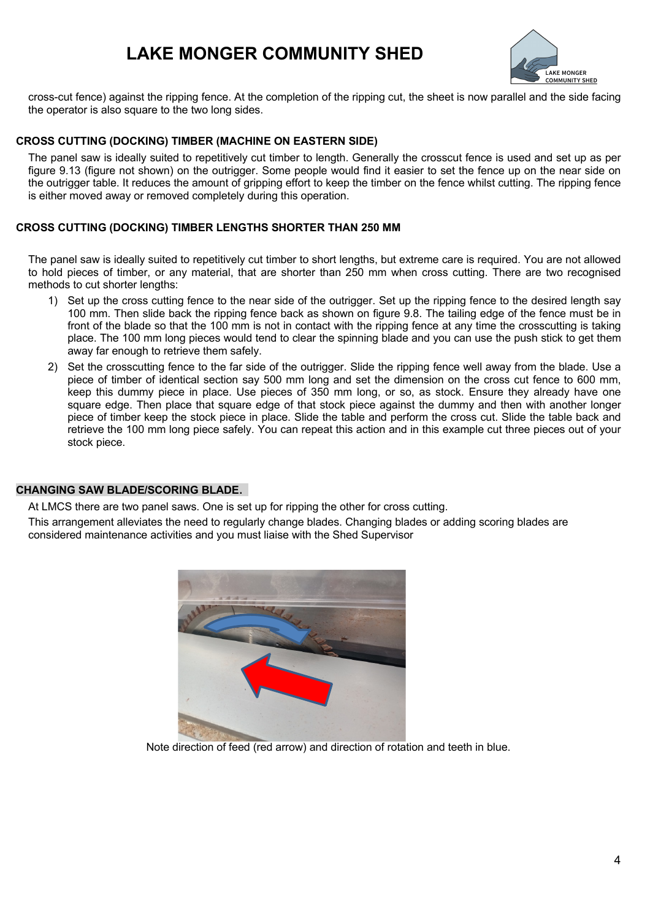cross-cut fence) against the ripping fence. At the completion of the ripping cut, the sheet is now parallel and the side facing the operator is also square to the two long sides.

### CROSS CUTTING (DOCKING) TIMBER (MACHINE ON EASTERN SIDE)

The panel saw is ideally suited to repetitively cut timber to length. Generally the crosscut fence is used and set up as per figure 9.13 (figure not shown) on the outrigger. Some people would find it easier to set the fence up on the near side on the outrigger table. It reduces the amount of gripping effort to keep the timber on the fence whilst cutting. The ripping fence is either moved away or removed completely during this operation.

### CROSS CUTTING (DOCKING) TIMBER LENGTHS SHORTER THAN 250 MM

The panel saw is ideally suited to repetitively cut timber to short lengths, but extreme care is required. You are not allowed to hold pieces of timber, or any material, that are shorter than 250 mm when cross cutting. There are two recognised methods to cut shorter lengths:

1) Set up the cross cutting fence to the near side of the outrigger. Set up the ripping fence to the desired length say 100 mm. Then slide back the ripping fence back as shown on figure 9.8. The tailing edge of the fence must be in front of the blade so that the 100 mm is not in contact with the ripping fence at any time the crosscutting is taking place. The 100 mm long pieces would tend to clear the spinning blade and you can use the push stick to get them away far enough to retrieve them safely.
2) Set the crosscutting fence to the far side of the outrigger. Slide the ripping fence well away from the blade. Use a piece of timber of identical section say 500 mm long and set the dimension on the cross cut fence to 600 mm, keep this dummy piece in place. Use pieces of 350 mm long, or so, as stock. Ensure they already have one square edge. Then place that square edge of that stock piece against the dummy and then with another longer piece of timber keep the stock piece in place. Slide the table and perform the cross cut. Slide the table back and retrieve the 100 mm long piece safely. You can repeat this action and in this example cut three pieces out of your stock piece.

### CHANGING SAW BLADE/SCORING BLADE.

At LMCS there are two panel saws. One is set up for ripping the other for cross cutting.

This arrangement alleviates the need to regularly change blades. Changing blades or adding scoring blades are considered maintenance activities and you must liaise with the Shed Supervisor

Note direction of feed (red arrow) and direction of rotation and teeth in blue.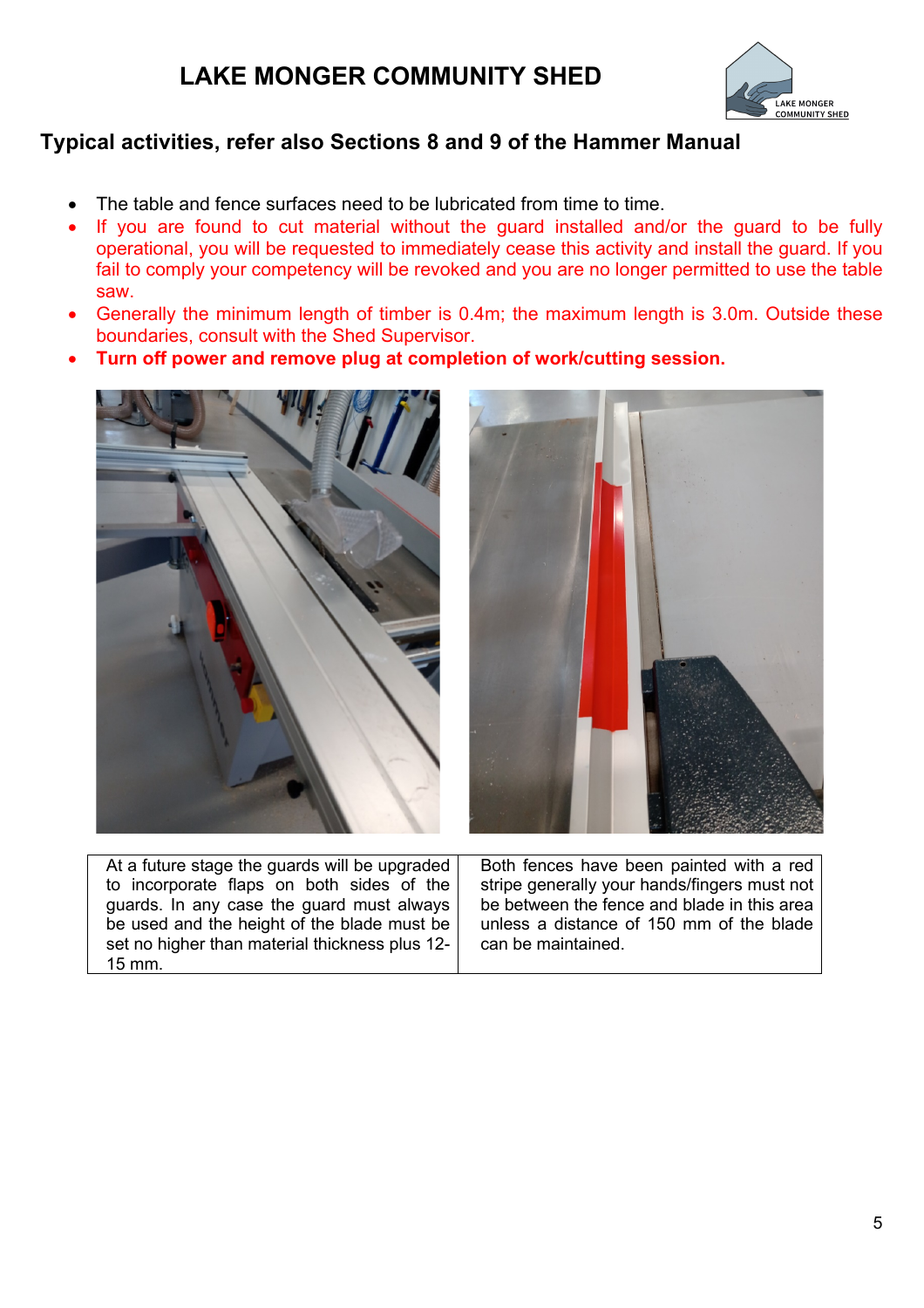# LAKE MONGER COMMUNITY SHED

## Typical activities, refer also Sections 8 and 9 of the Hammer Manual

- The table and fence surfaces need to be lubricated from time to time.
- If you are found to cut material without the guard installed and/or the guard to be fully operational, you will be requested to immediately cease this activity and install the guard. If you fail to comply your competency will be revoked and you are no longer permitted to use the table saw.
- Generally the minimum length of timber is 0.4m; the maximum length is 3.0m. Outside these boundaries, consult with the Shed Supervisor.
- **Turn off power and remove plug at completion of work/cutting session.**

| | |
|---|---|
| At a future stage the guards will be upgraded to incorporate flaps on both sides of the guards. In any case the guard must always be used and the height of the blade must be set no higher than material thickness plus 12-15 mm. | Both fences have been painted with a red stripe generally your hands/fingers must not be between the fence and blade in this area unless a distance of 150 mm of the blade can be maintained. |